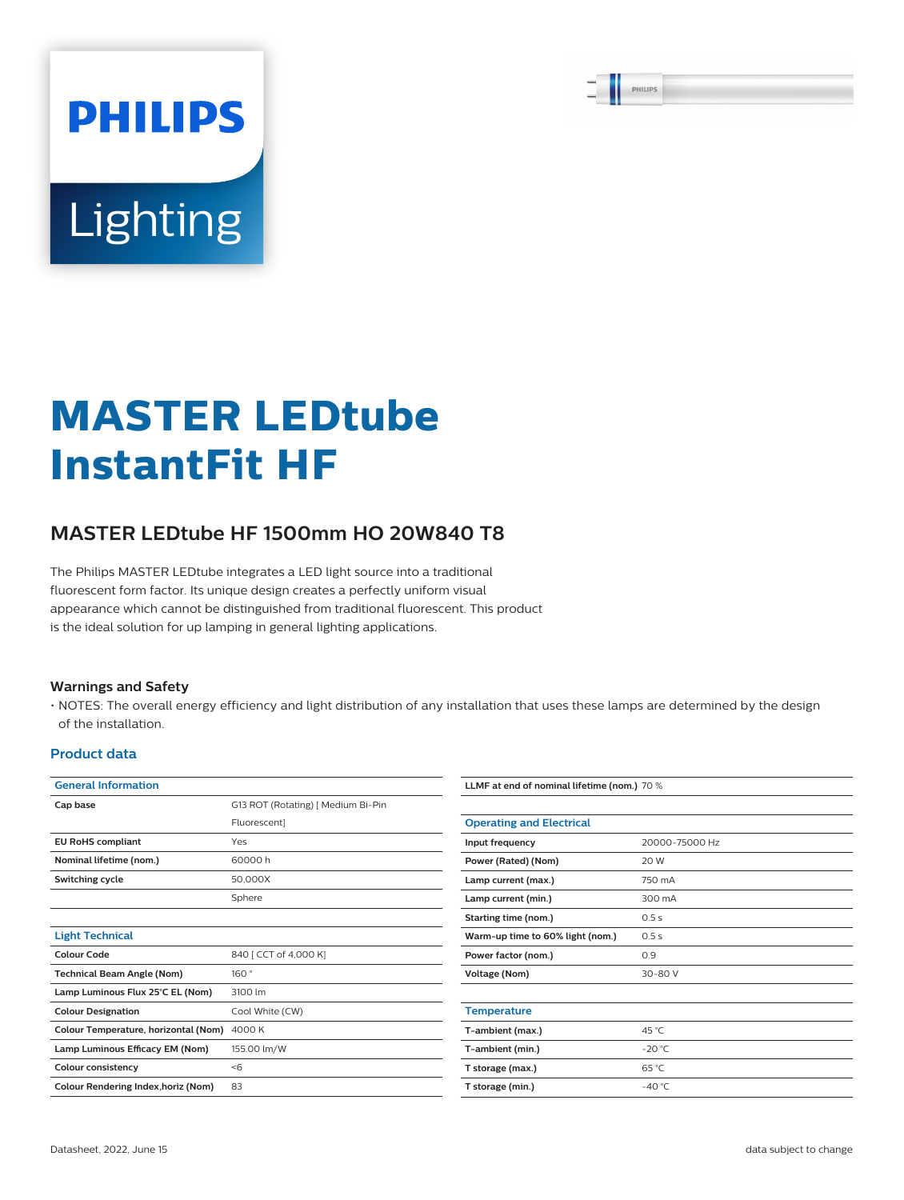PHILIPS

Lighting

# MASTER LEDtube InstantFit HF

## MASTER LEDtube HF 1500mm HO 20W840 T8

The Philips MASTER LEDtube integrates a LED light source into a traditional fluorescent form factor. Its unique design creates a perfectly uniform visual appearance which cannot be distinguished from traditional fluorescent. This product is the ideal solution for up lamping in general lighting applications.

### Warnings and Safety

- NOTES: The overall energy efficiency and light distribution of any installation that uses these lamps are determined by the design of the installation.

### Product data

| General Information | |
|---|---|
| Cap base | G13 ROT (Rotating) [ Medium Bi-Pin Fluorescent] |
| EU RoHS compliant | Yes |
| Nominal lifetime (nom.) | 60000 h |
| Switching cycle | 50,000X |
| | Sphere |

| Light Technical | |
|---|---|
| Colour Code | 840 [ CCT of 4,000 K] |
| Technical Beam Angle (Nom) | 160 ° |
| Lamp Luminous Flux 25°C EL (Nom) | 3100 lm |
| Colour Designation | Cool White (CW) |
| Colour Temperature, horizontal (Nom) | 4000 K |
| Lamp Luminous Efficacy EM (Nom) | 155.00 lm/W |
| Colour consistency | <6 |
| Colour Rendering Index,horiz (Nom) | 83 |
| LLMF at end of nominal lifetime (nom.) | 70 % |

| Operating and Electrical | |
|---|---|
| Input frequency | 20000-75000 Hz |
| Power (Rated) (Nom) | 20 W |
| Lamp current (max.) | 750 mA |
| Lamp current (min.) | 300 mA |
| Starting time (nom.) | 0.5 s |
| Warm-up time to 60% light (nom.) | 0.5 s |
| Power factor (nom.) | 0.9 |
| Voltage (Nom) | 30-80 V |

| Temperature | |
|---|---|
| T-ambient (max.) | 45 °C |
| T-ambient (min.) | -20 °C |
| T storage (max.) | 65 °C |
| T storage (min.) | -40 °C |

Datasheet, 2022, June 15

data subject to change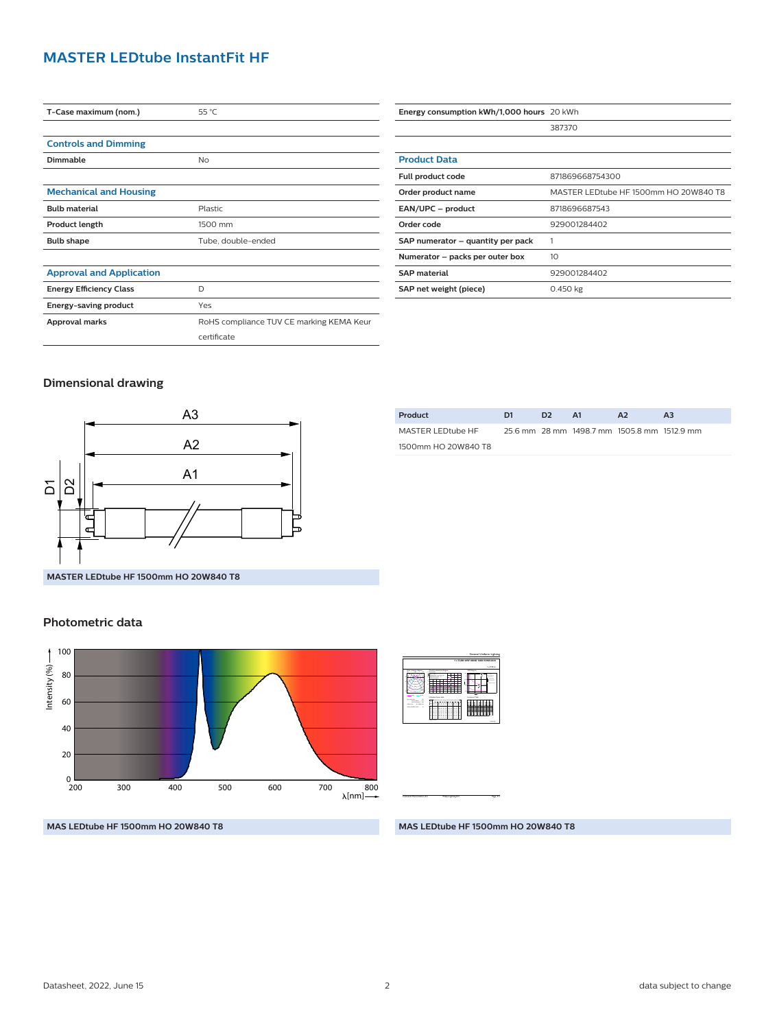# MASTER LEDtube InstantFit HF

| | |
|---|---|
| **T-Case maximum (nom.)** | 55 °C |

### Controls and Dimming

| | |
|---|---|
| **Dimmable** | No |

### Mechanical and Housing

| | |
|---|---|
| **Bulb material** | Plastic |
| **Product length** | 1500 mm |
| **Bulb shape** | Tube, double-ended |

### Approval and Application

| | |
|---|---|
| **Energy Efficiency Class** | D |
| **Energy-saving product** | Yes |
| **Approval marks** | RoHS compliance TUV CE marking KEMA Keur certificate |

| | |
|---|---|
| **Energy consumption kWh/1,000 hours** | 20 kWh |
| | 387370 |

### Product Data

| | |
|---|---|
| **Full product code** | 871869668754300 |
| **Order product name** | MASTER LEDtube HF 1500mm HO 20W840 T8 |
| **EAN/UPC – product** | 8718696687543 |
| **Order code** | 929001284402 |
| **SAP numerator – quantity per pack** | 1 |
| **Numerator – packs per outer box** | 10 |
| **SAP material** | 929001284402 |
| **SAP net weight (piece)** | 0.450 kg |

## Dimensional drawing

MASTER LEDtube HF 1500mm HO 20W840 T8

| Product | D1 | D2 | A1 | A2 | A3 |
|---|---|---|---|---|---|
| MASTER LEDtube HF 1500mm HO 20W840 T8 | 25.6 mm | 28 mm | 1498.7 mm | 1505.8 mm | 1512.9 mm |

## Photometric data

MAS LEDtube HF 1500mm HO 20W840 T8

MAS LEDtube HF 1500mm HO 20W840 T8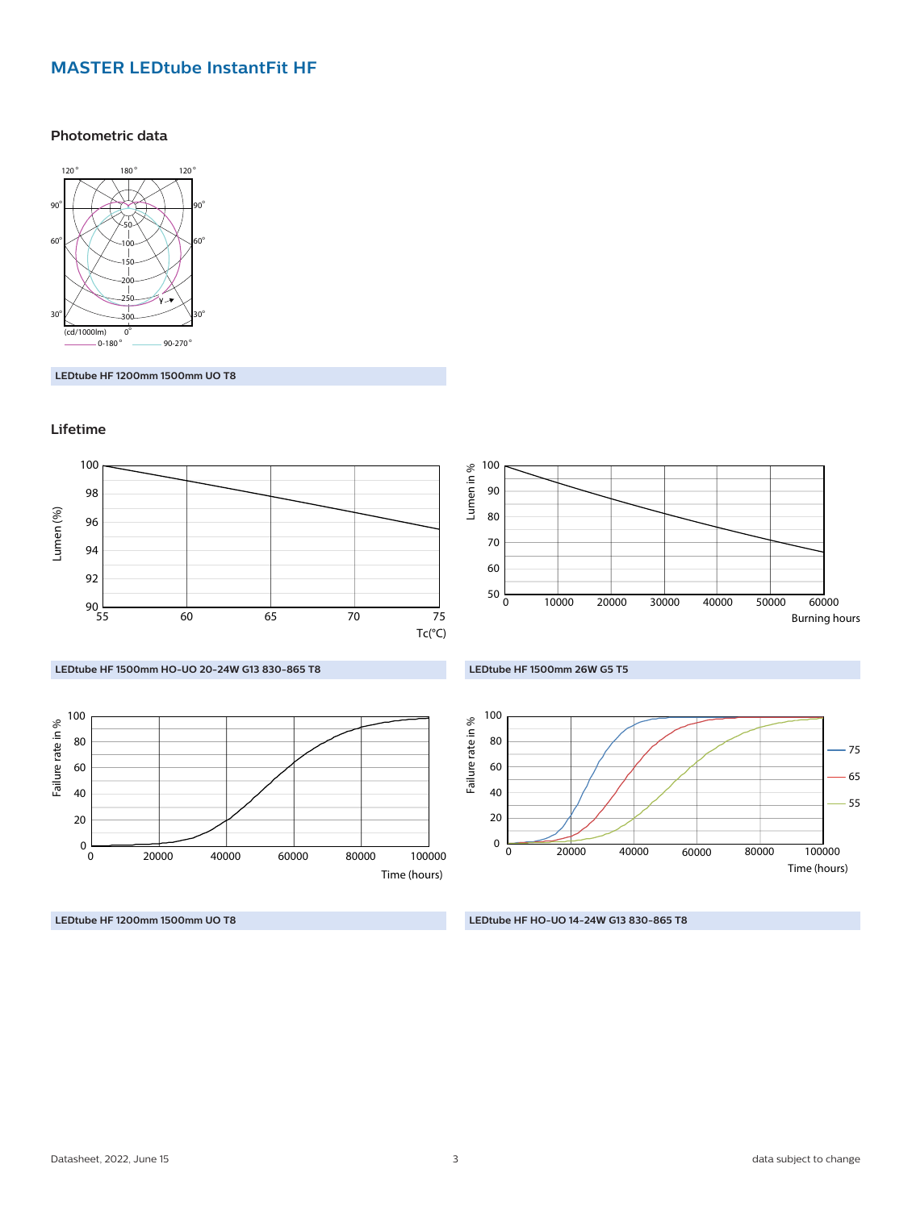# MASTER LEDtube InstantFit HF

## Photometric data

LEDtube HF 1200mm 1500mm UO T8

## Lifetime

LEDtube HF 1500mm HO-UO 20-24W G13 830-865 T8

LEDtube HF 1500mm 26W G5 T5

LEDtube HF 1200mm 1500mm UO T8

LEDtube HF HO-UO 14-24W G13 830-865 T8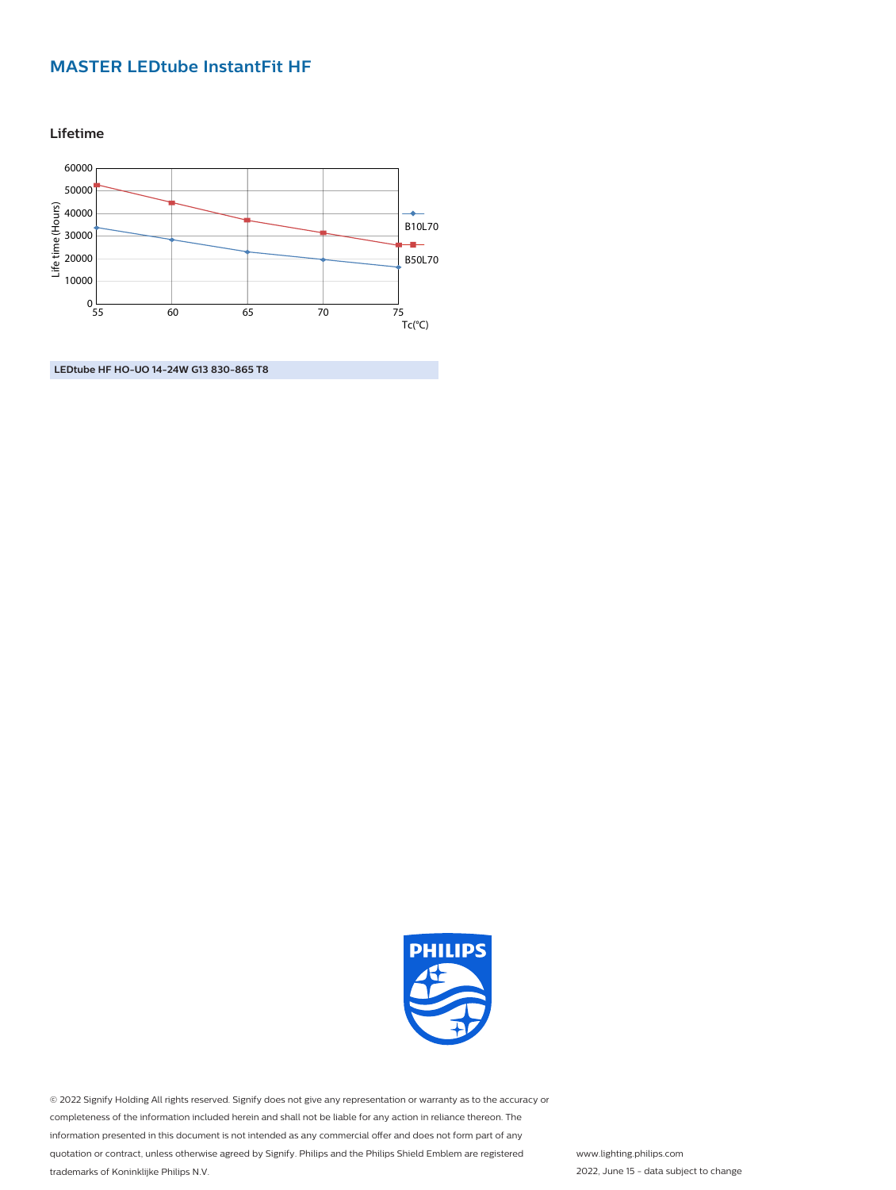## MASTER LEDtube InstantFit HF

### Lifetime

Life time (Hours)

60000
50000
40000
30000
20000
10000
0

55 60 65 70 75
Tc(°C)

B10L70
B50L70

**LEDtube HF HO-UO 14-24W G13 830-865 T8**

© 2022 Signify Holding All rights reserved. Signify does not give any representation or warranty as to the accuracy or completeness of the information included herein and shall not be liable for any action in reliance thereon. The information presented in this document is not intended as any commercial offer and does not form part of any quotation or contract, unless otherwise agreed by Signify. Philips and the Philips Shield Emblem are registered trademarks of Koninklijke Philips N.V.

www.lighting.philips.com
2022, June 15 - data subject to change